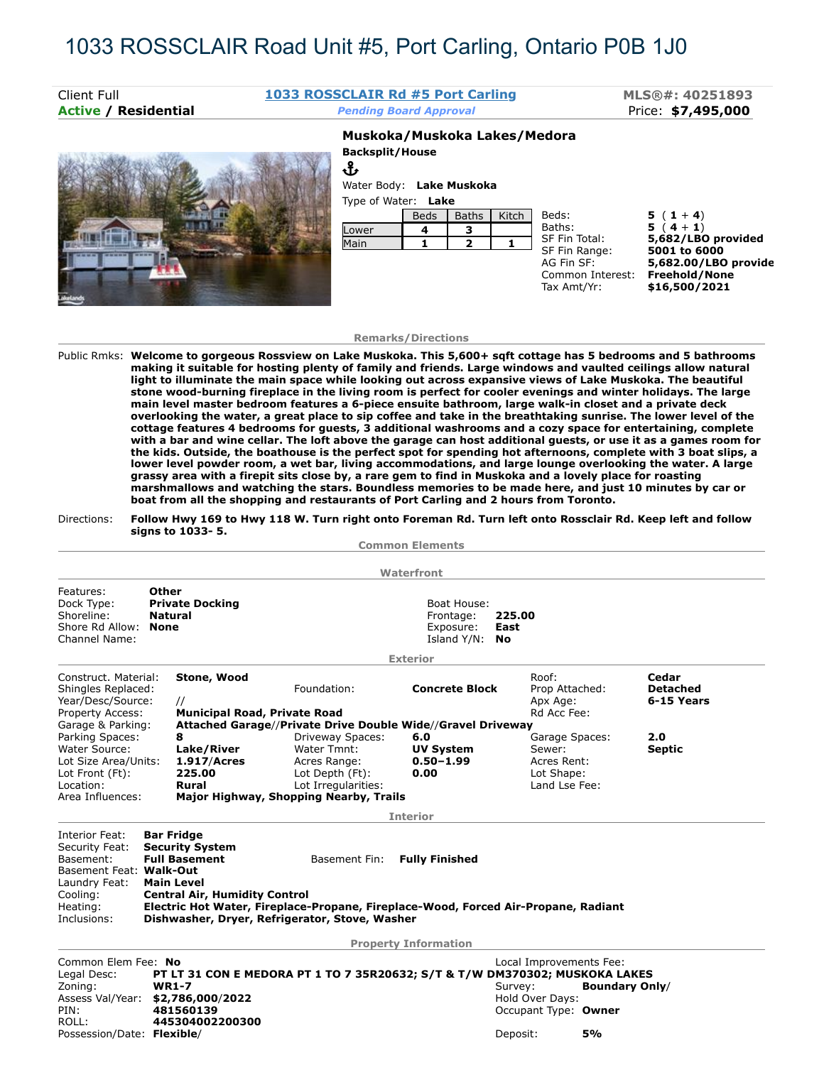# 1033 ROSSCLAIR Road Unit #5, Port Carling, Ontario P0B 1J0

Client Full **1033 ROSSCLAIR Rd #5 Port Carling** MLS®#: **40251893**

**Active / Residential** *Pending Board Approval* Price: **$7,495,000**

**Muskoka/Muskoka Lakes/Medora**

**Backsplit/House**

Water Body: **Lake Muskoka**

Type of Water: **Lake**

| | Beds | Baths | Kitch |
|---|---|---|---|
| Lower | 4 | 3 | |
| Main | 1 | 2 | 1 |

| | |
|---|---|
| Beds: | **5 ( 1 + 4)** |
| Baths: | **5 ( 4 + 1)** |
| SF Fin Total: | **5,682/LBO provided** |
| SF Fin Range: | **5001 to 6000** |
| AG Fin SF: | **5,682.00/LBO provide** |
| Common Interest: | **Freehold/None** |
| Tax Amt/Yr: | **$16,500/2021** |

## Remarks/Directions

Public Rmks: **Welcome to gorgeous Rossview on Lake Muskoka. This 5,600+ sqft cottage has 5 bedrooms and 5 bathrooms making it suitable for hosting plenty of family and friends. Large windows and vaulted ceilings allow natural light to illuminate the main space while looking out across expansive views of Lake Muskoka. The beautiful stone wood-burning fireplace in the living room is perfect for cooler evenings and winter holidays. The large main level master bedroom features a 6-piece ensuite bathroom, large walk-in closet and a private deck overlooking the water, a great place to sip coffee and take in the breathtaking sunrise. The lower level of the cottage features 4 bedrooms for guests, 3 additional washrooms and a cozy space for entertaining, complete with a bar and wine cellar. The loft above the garage can host additional guests, or use it as a games room for the kids. Outside, the boathouse is the perfect spot for spending hot afternoons, complete with 3 boat slips, a lower level powder room, a wet bar, living accommodations, and large lounge overlooking the water. A large grassy area with a firepit sits close by, a rare gem to find in Muskoka and a lovely place for roasting marshmallows and watching the stars. Boundless memories to be made here, and just 10 minutes by car or boat from all the shopping and restaurants of Port Carling and 2 hours from Toronto.**

Directions: **Follow Hwy 169 to Hwy 118 W. Turn right onto Foreman Rd. Turn left onto Rossclair Rd. Keep left and follow signs to 1033- 5.**

## Common Elements

## Waterfront

| | | | |
|---|---|---|---|
| Features: | **Other** | Boat House: | |
| Dock Type: | **Private Docking** | Frontage: | **225.00** |
| Shoreline: | **Natural** | Exposure: | **East** |
| Shore Rd Allow: | **None** | Island Y/N: | **No** |
| Channel Name: | | | |

## Exterior

| | | | | | |
|---|---|---|---|---|---|
| Construct. Material: | **Stone, Wood** | | | Roof: | **Cedar** |
| Shingles Replaced: | | Foundation: | **Concrete Block** | Prop Attached: | **Detached** |
| Year/Desc/Source: | // | | | Apx Age: | **6-15 Years** |
| Property Access: | **Municipal Road, Private Road** | | | Rd Acc Fee: | |
| Garage & Parking: | **Attached Garage//Private Drive Double Wide//Gravel Driveway** | | | | |
| Parking Spaces: | **8** | Driveway Spaces: | **6.0** | Garage Spaces: | **2.0** |
| Water Source: | **Lake/River** | Water Tmnt: | **UV System** | Sewer: | **Septic** |
| Lot Size Area/Units: | **1.917/Acres** | Acres Range: | **0.50-1.99** | Acres Rent: | |
| Lot Front (Ft): | **225.00** | Lot Depth (Ft): | **0.00** | Lot Shape: | |
| Location: | **Rural** | Lot Irregularities: | | Land Lse Fee: | |
| Area Influences: | **Major Highway, Shopping Nearby, Trails** | | | | |

## Interior

| | | | |
|---|---|---|---|
| Interior Feat: | **Bar Fridge** | | |
| Security Feat: | **Security System** | | |
| Basement: | **Full Basement** | Basement Fin: | **Fully Finished** |
| Basement Feat: | **Walk-Out** | | |
| Laundry Feat: | **Main Level** | | |
| Cooling: | **Central Air, Humidity Control** | | |
| Heating: | **Electric Hot Water, Fireplace-Propane, Fireplace-Wood, Forced Air-Propane, Radiant** | | |
| Inclusions: | **Dishwasher, Dryer, Refrigerator, Stove, Washer** | | |

## Property Information

| | | | |
|---|---|---|---|
| Common Elem Fee: | **No** | Local Improvements Fee: | |
| Legal Desc: | **PT LT 31 CON E MEDORA PT 1 TO 7 35R20632; S/T & T/W DM370302; MUSKOKA LAKES** | | |
| Zoning: | **WR1-7** | Survey: | **Boundary Only/** |
| Assess Val/Year: | **$2,786,000/2022** | Hold Over Days: | |
| PIN: | **481560139** | Occupant Type: | **Owner** |
| ROLL: | **445304002200300** | | |
| Possession/Date: | **Flexible/** | Deposit: | **5%** |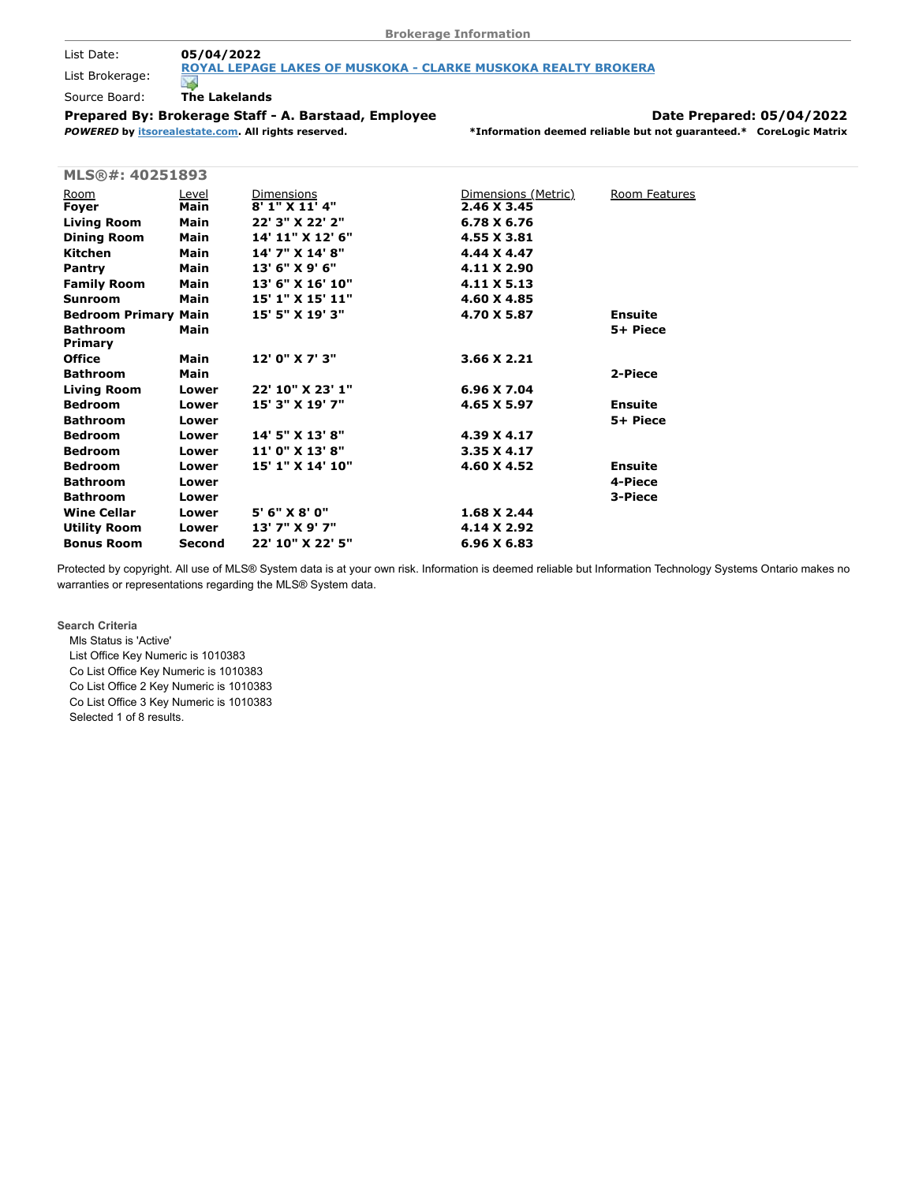**Brokerage Information**

List Date: **05/04/2022**

List Brokerage: **ROYAL LEPAGE LAKES OF MUSKOKA - CLARKE MUSKOKA REALTY BROKERA**

Source Board: **The Lakelands**

**Prepared By: Brokerage Staff - A. Barstaad, Employee** **Date Prepared: 05/04/2022**

***POWERED* by itsorealestate.com. All rights reserved.** ***Information deemed reliable but not guaranteed.* CoreLogic Matrix**

## MLS®#: 40251893

| Room | Level | Dimensions | Dimensions (Metric) | Room Features |
|---|---|---|---|---|
| Foyer | Main | 8' 1" X 11' 4" | 2.46 X 3.45 | |
| Living Room | Main | 22' 3" X 22' 2" | 6.78 X 6.76 | |
| Dining Room | Main | 14' 11" X 12' 6" | 4.55 X 3.81 | |
| Kitchen | Main | 14' 7" X 14' 8" | 4.44 X 4.47 | |
| Pantry | Main | 13' 6" X 9' 6" | 4.11 X 2.90 | |
| Family Room | Main | 13' 6" X 16' 10" | 4.11 X 5.13 | |
| Sunroom | Main | 15' 1" X 15' 11" | 4.60 X 4.85 | |
| Bedroom Primary | Main | 15' 5" X 19' 3" | 4.70 X 5.87 | Ensuite |
| Bathroom Primary | Main | | | 5+ Piece |
| Office | Main | 12' 0" X 7' 3" | 3.66 X 2.21 | |
| Bathroom | Main | | | 2-Piece |
| Living Room | Lower | 22' 10" X 23' 1" | 6.96 X 7.04 | |
| Bedroom | Lower | 15' 3" X 19' 7" | 4.65 X 5.97 | Ensuite |
| Bathroom | Lower | | | 5+ Piece |
| Bedroom | Lower | 14' 5" X 13' 8" | 4.39 X 4.17 | |
| Bedroom | Lower | 11' 0" X 13' 8" | 3.35 X 4.17 | |
| Bedroom | Lower | 15' 1" X 14' 10" | 4.60 X 4.52 | Ensuite |
| Bathroom | Lower | | | 4-Piece |
| Bathroom | Lower | | | 3-Piece |
| Wine Cellar | Lower | 5' 6" X 8' 0" | 1.68 X 2.44 | |
| Utility Room | Lower | 13' 7" X 9' 7" | 4.14 X 2.92 | |
| Bonus Room | Second | 22' 10" X 22' 5" | 6.96 X 6.83 | |

Protected by copyright. All use of MLS® System data is at your own risk. Information is deemed reliable but Information Technology Systems Ontario makes no warranties or representations regarding the MLS® System data.

**Search Criteria**

Mls Status is 'Active'
List Office Key Numeric is 1010383
Co List Office Key Numeric is 1010383
Co List Office 2 Key Numeric is 1010383
Co List Office 3 Key Numeric is 1010383
Selected 1 of 8 results.